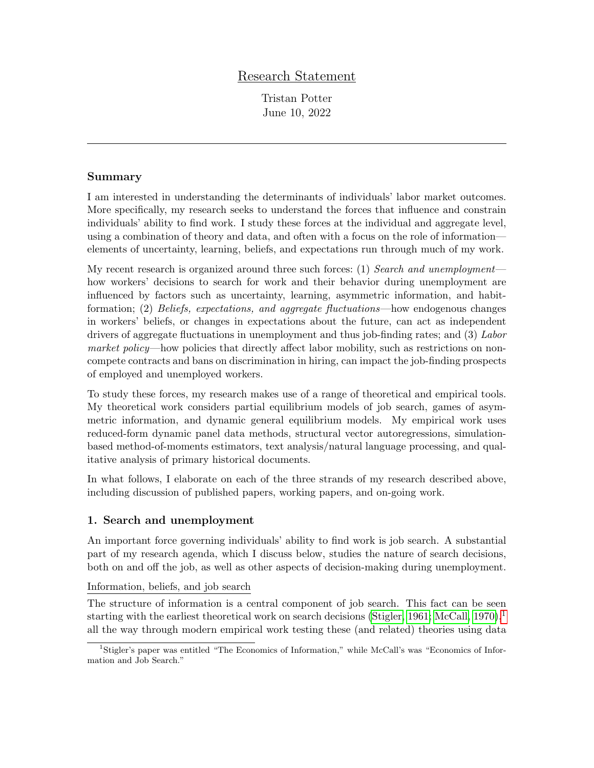# Research Statement

Tristan Potter
June 10, 2022

---

### Summary

I am interested in understanding the determinants of individuals' labor market outcomes. More specifically, my research seeks to understand the forces that influence and constrain individuals' ability to find work. I study these forces at the individual and aggregate level, using a combination of theory and data, and often with a focus on the role of information—elements of uncertainty, learning, beliefs, and expectations run through much of my work.

My recent research is organized around three such forces: (1) *Search and unemployment*—how workers' decisions to search for work and their behavior during unemployment are influenced by factors such as uncertainty, learning, asymmetric information, and habit-formation; (2) *Beliefs, expectations, and aggregate fluctuations*—how endogenous changes in workers' beliefs, or changes in expectations about the future, can act as independent drivers of aggregate fluctuations in unemployment and thus job-finding rates; and (3) *Labor market policy*—how policies that directly affect labor mobility, such as restrictions on non-compete contracts and bans on discrimination in hiring, can impact the job-finding prospects of employed and unemployed workers.

To study these forces, my research makes use of a range of theoretical and empirical tools. My theoretical work considers partial equilibrium models of job search, games of asymmetric information, and dynamic general equilibrium models. My empirical work uses reduced-form dynamic panel data methods, structural vector autoregressions, simulation-based method-of-moments estimators, text analysis/natural language processing, and qualitative analysis of primary historical documents.

In what follows, I elaborate on each of the three strands of my research described above, including discussion of published papers, working papers, and on-going work.

### 1. Search and unemployment

An important force governing individuals' ability to find work is job search. A substantial part of my research agenda, which I discuss below, studies the nature of search decisions, both on and off the job, as well as other aspects of decision-making during unemployment.

Information, beliefs, and job search

The structure of information is a central component of job search. This fact can be seen starting with the earliest theoretical work on search decisions (Stigler, 1961; McCall, 1970),[1] all the way through modern empirical work testing these (and related) theories using data

[1] Stigler's paper was entitled "The Economics of Information," while McCall's was "Economics of Information and Job Search."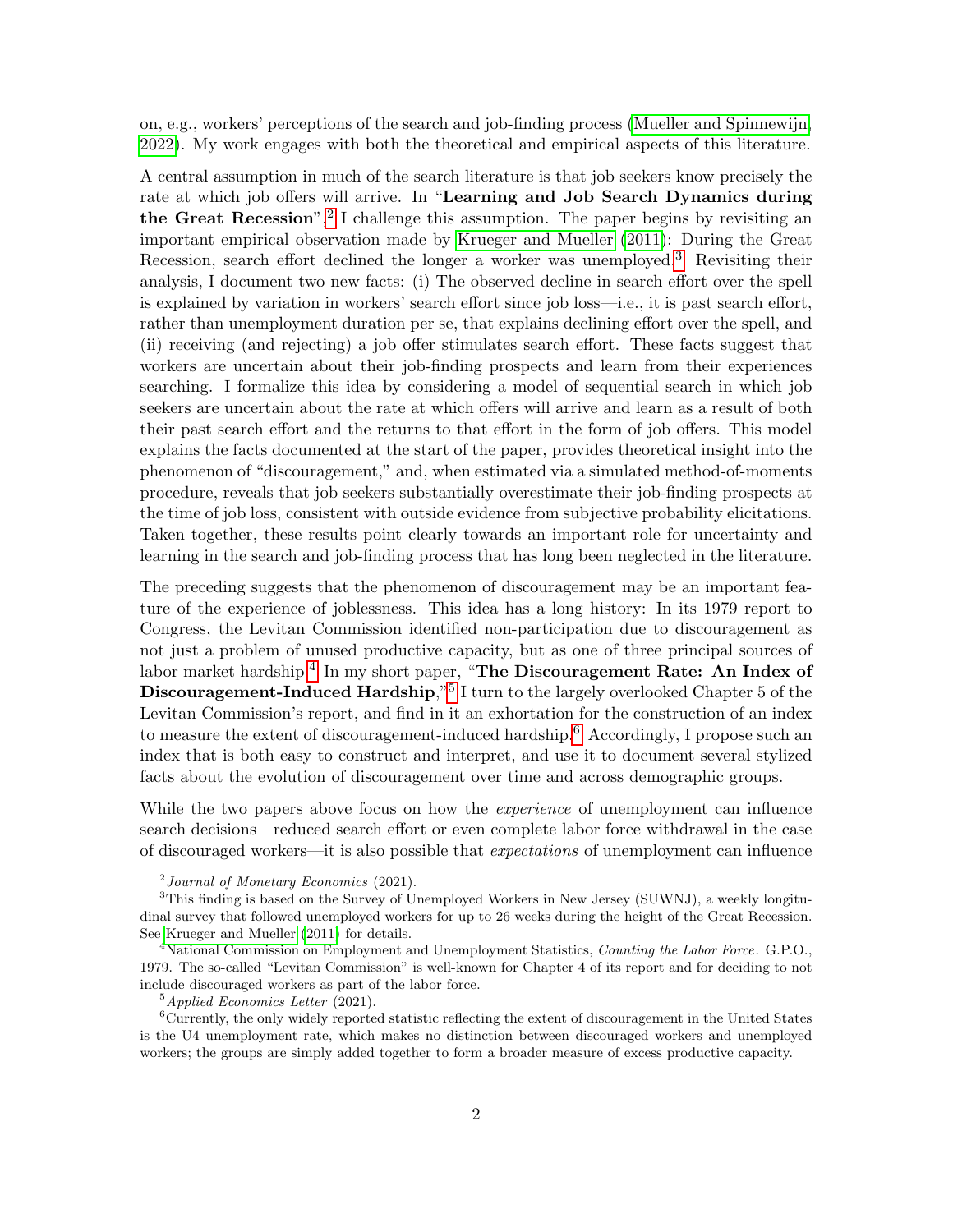on, e.g., workers' perceptions of the search and job-finding process (Mueller and Spinnewijn, 2022). My work engages with both the theoretical and empirical aspects of this literature.

A central assumption in much of the search literature is that job seekers know precisely the rate at which job offers will arrive. In "**Learning and Job Search Dynamics during the Great Recession**",[2] I challenge this assumption. The paper begins by revisiting an important empirical observation made by Krueger and Mueller (2011): During the Great Recession, search effort declined the longer a worker was unemployed.[3] Revisiting their analysis, I document two new facts: (i) The observed decline in search effort over the spell is explained by variation in workers' search effort since job loss—i.e., it is past search effort, rather than unemployment duration per se, that explains declining effort over the spell, and (ii) receiving (and rejecting) a job offer stimulates search effort. These facts suggest that workers are uncertain about their job-finding prospects and learn from their experiences searching. I formalize this idea by considering a model of sequential search in which job seekers are uncertain about the rate at which offers will arrive and learn as a result of both their past search effort and the returns to that effort in the form of job offers. This model explains the facts documented at the start of the paper, provides theoretical insight into the phenomenon of "discouragement," and, when estimated via a simulated method-of-moments procedure, reveals that job seekers substantially overestimate their job-finding prospects at the time of job loss, consistent with outside evidence from subjective probability elicitations. Taken together, these results point clearly towards an important role for uncertainty and learning in the search and job-finding process that has long been neglected in the literature.

The preceding suggests that the phenomenon of discouragement may be an important feature of the experience of joblessness. This idea has a long history: In its 1979 report to Congress, the Levitan Commission identified non-participation due to discouragement as not just a problem of unused productive capacity, but as one of three principal sources of labor market hardship.[4] In my short paper, "**The Discouragement Rate: An Index of Discouragement-Induced Hardship**,"[5] I turn to the largely overlooked Chapter 5 of the Levitan Commission's report, and find in it an exhortation for the construction of an index to measure the extent of discouragement-induced hardship.[6] Accordingly, I propose such an index that is both easy to construct and interpret, and use it to document several stylized facts about the evolution of discouragement over time and across demographic groups.

While the two papers above focus on how the *experience* of unemployment can influence search decisions—reduced search effort or even complete labor force withdrawal in the case of discouraged workers—it is also possible that *expectations* of unemployment can influence

---

[2] *Journal of Monetary Economics* (2021).

[3] This finding is based on the Survey of Unemployed Workers in New Jersey (SUWNJ), a weekly longitudinal survey that followed unemployed workers for up to 26 weeks during the height of the Great Recession. See Krueger and Mueller (2011) for details.

[4] National Commission on Employment and Unemployment Statistics, *Counting the Labor Force*. G.P.O., 1979. The so-called "Levitan Commission" is well-known for Chapter 4 of its report and for deciding to not include discouraged workers as part of the labor force.

[5] *Applied Economics Letter* (2021).

[6] Currently, the only widely reported statistic reflecting the extent of discouragement in the United States is the U4 unemployment rate, which makes no distinction between discouraged workers and unemployed workers; the groups are simply added together to form a broader measure of excess productive capacity.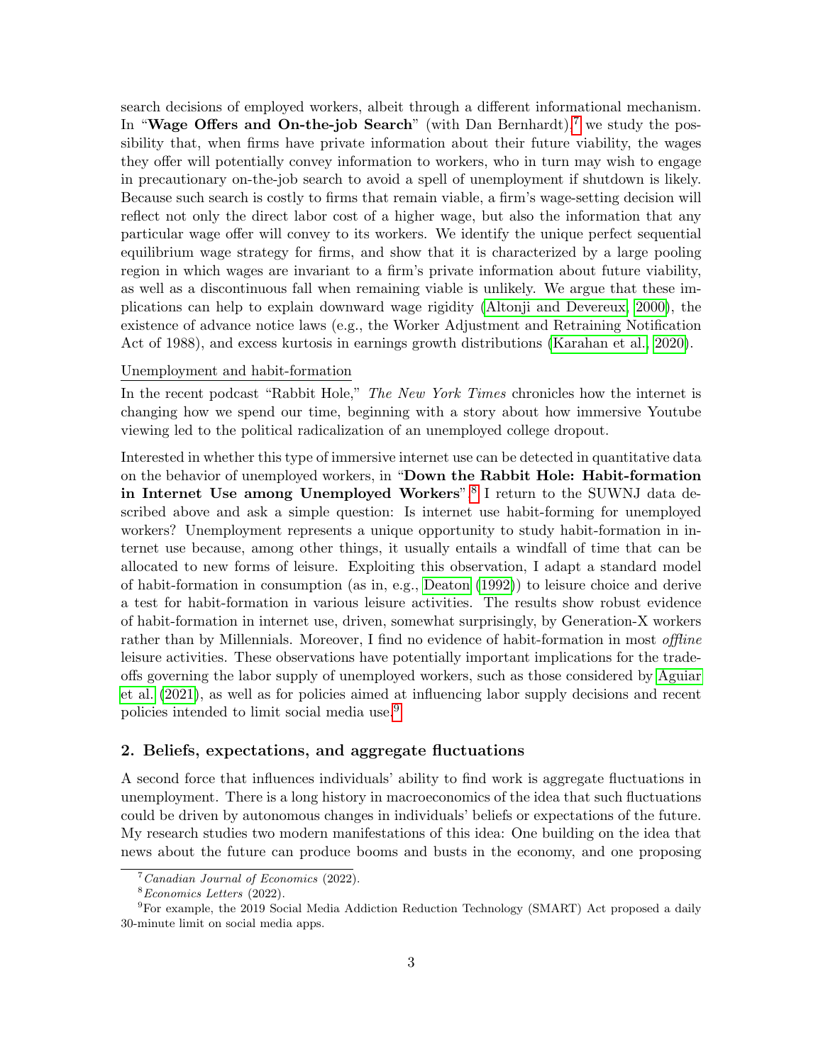search decisions of employed workers, albeit through a different informational mechanism. In "**Wage Offers and On-the-job Search**" (with Dan Bernhardt),[7] we study the possibility that, when firms have private information about their future viability, the wages they offer will potentially convey information to workers, who in turn may wish to engage in precautionary on-the-job search to avoid a spell of unemployment if shutdown is likely. Because such search is costly to firms that remain viable, a firm's wage-setting decision will reflect not only the direct labor cost of a higher wage, but also the information that any particular wage offer will convey to its workers. We identify the unique perfect sequential equilibrium wage strategy for firms, and show that it is characterized by a large pooling region in which wages are invariant to a firm's private information about future viability, as well as a discontinuous fall when remaining viable is unlikely. We argue that these implications can help to explain downward wage rigidity (Altonji and Devereux, 2000), the existence of advance notice laws (e.g., the Worker Adjustment and Retraining Notification Act of 1988), and excess kurtosis in earnings growth distributions (Karahan et al., 2020).

Unemployment and habit-formation

In the recent podcast "Rabbit Hole," *The New York Times* chronicles how the internet is changing how we spend our time, beginning with a story about how immersive Youtube viewing led to the political radicalization of an unemployed college dropout.

Interested in whether this type of immersive internet use can be detected in quantitative data on the behavior of unemployed workers, in "**Down the Rabbit Hole: Habit-formation in Internet Use among Unemployed Workers**",[8] I return to the SUWNJ data described above and ask a simple question: Is internet use habit-forming for unemployed workers? Unemployment represents a unique opportunity to study habit-formation in internet use because, among other things, it usually entails a windfall of time that can be allocated to new forms of leisure. Exploiting this observation, I adapt a standard model of habit-formation in consumption (as in, e.g., Deaton (1992)) to leisure choice and derive a test for habit-formation in various leisure activities. The results show robust evidence of habit-formation in internet use, driven, somewhat surprisingly, by Generation-X workers rather than by Millennials. Moreover, I find no evidence of habit-formation in most *offline* leisure activities. These observations have potentially important implications for the tradeoffs governing the labor supply of unemployed workers, such as those considered by Aguiar et al. (2021), as well as for policies aimed at influencing labor supply decisions and recent policies intended to limit social media use.[9]

## 2. Beliefs, expectations, and aggregate fluctuations

A second force that influences individuals' ability to find work is aggregate fluctuations in unemployment. There is a long history in macroeconomics of the idea that such fluctuations could be driven by autonomous changes in individuals' beliefs or expectations of the future. My research studies two modern manifestations of this idea: One building on the idea that news about the future can produce booms and busts in the economy, and one proposing

[7] *Canadian Journal of Economics* (2022).

[8] *Economics Letters* (2022).

[9] For example, the 2019 Social Media Addiction Reduction Technology (SMART) Act proposed a daily 30-minute limit on social media apps.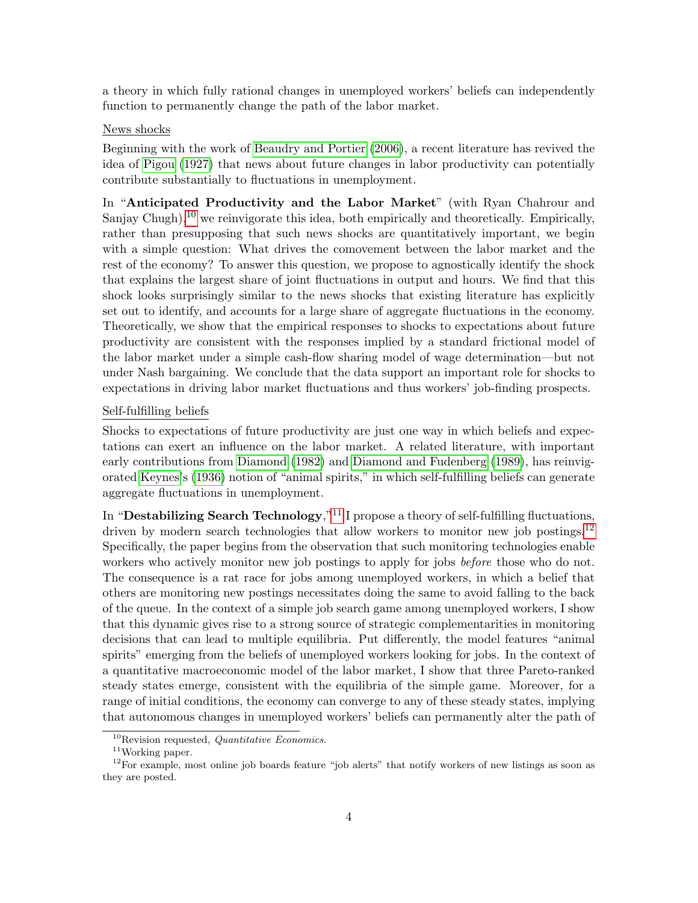a theory in which fully rational changes in unemployed workers' beliefs can independently function to permanently change the path of the labor market.

News shocks

Beginning with the work of Beaudry and Portier (2006), a recent literature has revived the idea of Pigou (1927) that news about future changes in labor productivity can potentially contribute substantially to fluctuations in unemployment.

In "**Anticipated Productivity and the Labor Market**" (with Ryan Chahrour and Sanjay Chugh),[10] we reinvigorate this idea, both empirically and theoretically. Empirically, rather than presupposing that such news shocks are quantitatively important, we begin with a simple question: What drives the comovement between the labor market and the rest of the economy? To answer this question, we propose to agnostically identify the shock that explains the largest share of joint fluctuations in output and hours. We find that this shock looks surprisingly similar to the news shocks that existing literature has explicitly set out to identify, and accounts for a large share of aggregate fluctuations in the economy. Theoretically, we show that the empirical responses to shocks to expectations about future productivity are consistent with the responses implied by a standard frictional model of the labor market under a simple cash-flow sharing model of wage determination—but not under Nash bargaining. We conclude that the data support an important role for shocks to expectations in driving labor market fluctuations and thus workers' job-finding prospects.

Self-fulfilling beliefs

Shocks to expectations of future productivity are just one way in which beliefs and expectations can exert an influence on the labor market. A related literature, with important early contributions from Diamond (1982) and Diamond and Fudenberg (1989), has reinvigorated Keynes's (1936) notion of "animal spirits," in which self-fulfilling beliefs can generate aggregate fluctuations in unemployment.

In "**Destabilizing Search Technology**,"[11] I propose a theory of self-fulfilling fluctuations, driven by modern search technologies that allow workers to monitor new job postings.[12] Specifically, the paper begins from the observation that such monitoring technologies enable workers who actively monitor new job postings to apply for jobs *before* those who do not. The consequence is a rat race for jobs among unemployed workers, in which a belief that others are monitoring new postings necessitates doing the same to avoid falling to the back of the queue. In the context of a simple job search game among unemployed workers, I show that this dynamic gives rise to a strong source of strategic complementarities in monitoring decisions that can lead to multiple equilibria. Put differently, the model features "animal spirits" emerging from the beliefs of unemployed workers looking for jobs. In the context of a quantitative macroeconomic model of the labor market, I show that three Pareto-ranked steady states emerge, consistent with the equilibria of the simple game. Moreover, for a range of initial conditions, the economy can converge to any of these steady states, implying that autonomous changes in unemployed workers' beliefs can permanently alter the path of

[10] Revision requested, *Quantitative Economics*.

[11] Working paper.

[12] For example, most online job boards feature "job alerts" that notify workers of new listings as soon as they are posted.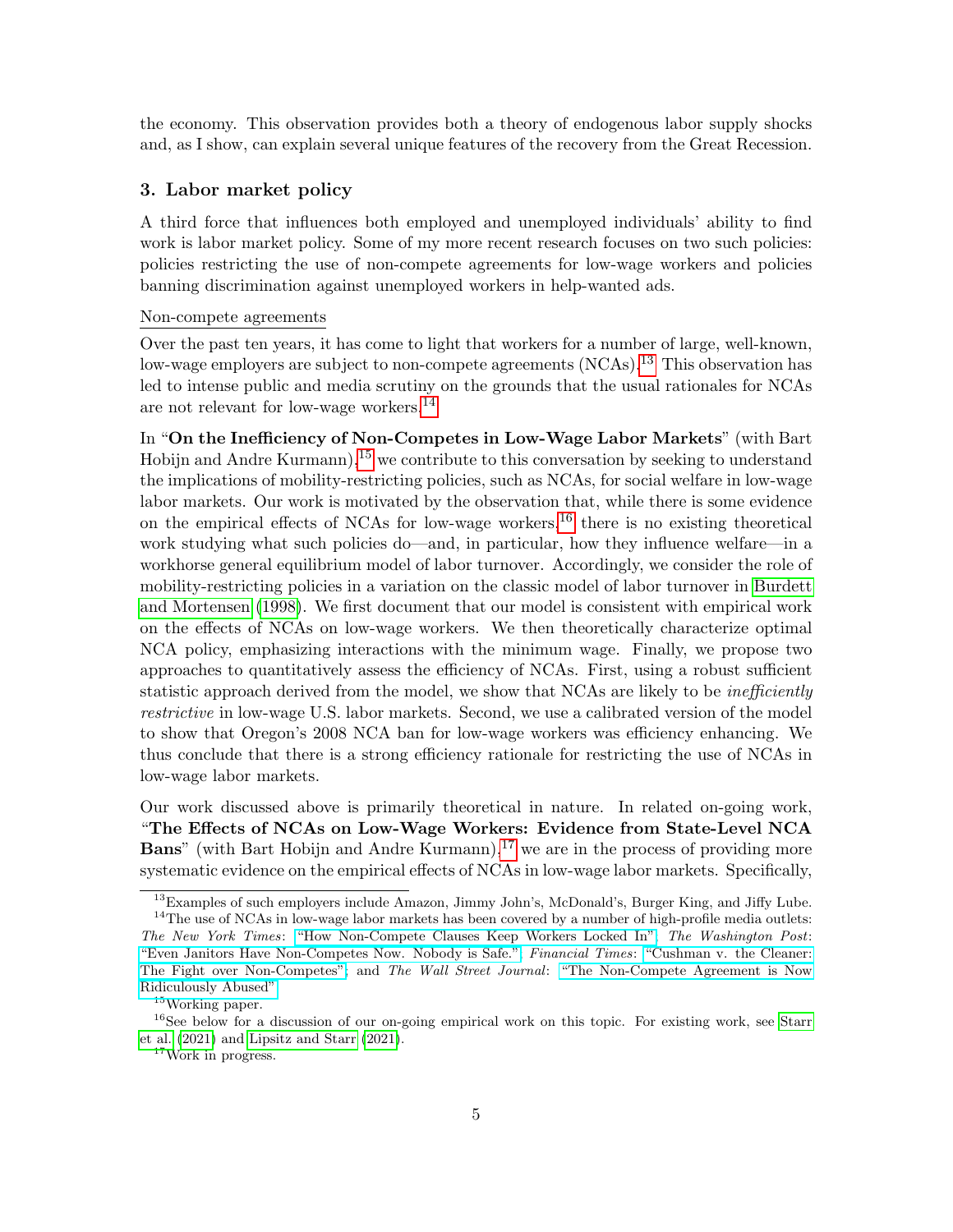the economy. This observation provides both a theory of endogenous labor supply shocks and, as I show, can explain several unique features of the recovery from the Great Recession.

### 3. Labor market policy

A third force that influences both employed and unemployed individuals' ability to find work is labor market policy. Some of my more recent research focuses on two such policies: policies restricting the use of non-compete agreements for low-wage workers and policies banning discrimination against unemployed workers in help-wanted ads.

Non-compete agreements

Over the past ten years, it has come to light that workers for a number of large, well-known, low-wage employers are subject to non-compete agreements (NCAs).[13] This observation has led to intense public and media scrutiny on the grounds that the usual rationales for NCAs are not relevant for low-wage workers.[14]

In "**On the Inefficiency of Non-Competes in Low-Wage Labor Markets**" (with Bart Hobijn and Andre Kurmann),[15] we contribute to this conversation by seeking to understand the implications of mobility-restricting policies, such as NCAs, for social welfare in low-wage labor markets. Our work is motivated by the observation that, while there is some evidence on the empirical effects of NCAs for low-wage workers,[16] there is no existing theoretical work studying what such policies do—and, in particular, how they influence welfare—in a workhorse general equilibrium model of labor turnover. Accordingly, we consider the role of mobility-restricting policies in a variation on the classic model of labor turnover in Burdett and Mortensen (1998). We first document that our model is consistent with empirical work on the effects of NCAs on low-wage workers. We then theoretically characterize optimal NCA policy, emphasizing interactions with the minimum wage. Finally, we propose two approaches to quantitatively assess the efficiency of NCAs. First, using a robust sufficient statistic approach derived from the model, we show that NCAs are likely to be *inefficiently restrictive* in low-wage U.S. labor markets. Second, we use a calibrated version of the model to show that Oregon's 2008 NCA ban for low-wage workers was efficiency enhancing. We thus conclude that there is a strong efficiency rationale for restricting the use of NCAs in low-wage labor markets.

Our work discussed above is primarily theoretical in nature. In related on-going work, "**The Effects of NCAs on Low-Wage Workers: Evidence from State-Level NCA Bans**" (with Bart Hobijn and Andre Kurmann),[17] we are in the process of providing more systematic evidence on the empirical effects of NCAs in low-wage labor markets. Specifically,

---

[13] Examples of such employers include Amazon, Jimmy John's, McDonald's, Burger King, and Jiffy Lube.

[14] The use of NCAs in low-wage labor markets has been covered by a number of high-profile media outlets: *The New York Times*: "How Non-Compete Clauses Keep Workers Locked In"; *The Washington Post*: "Even Janitors Have Non-Competes Now. Nobody is Safe."; *Financial Times*: "Cushman v. the Cleaner: The Fight over Non-Competes"; and *The Wall Street Journal*: "The Non-Compete Agreement is Now Ridiculously Abused".

[15] Working paper.

[16] See below for a discussion of our on-going empirical work on this topic. For existing work, see Starr et al. (2021) and Lipsitz and Starr (2021).

[17] Work in progress.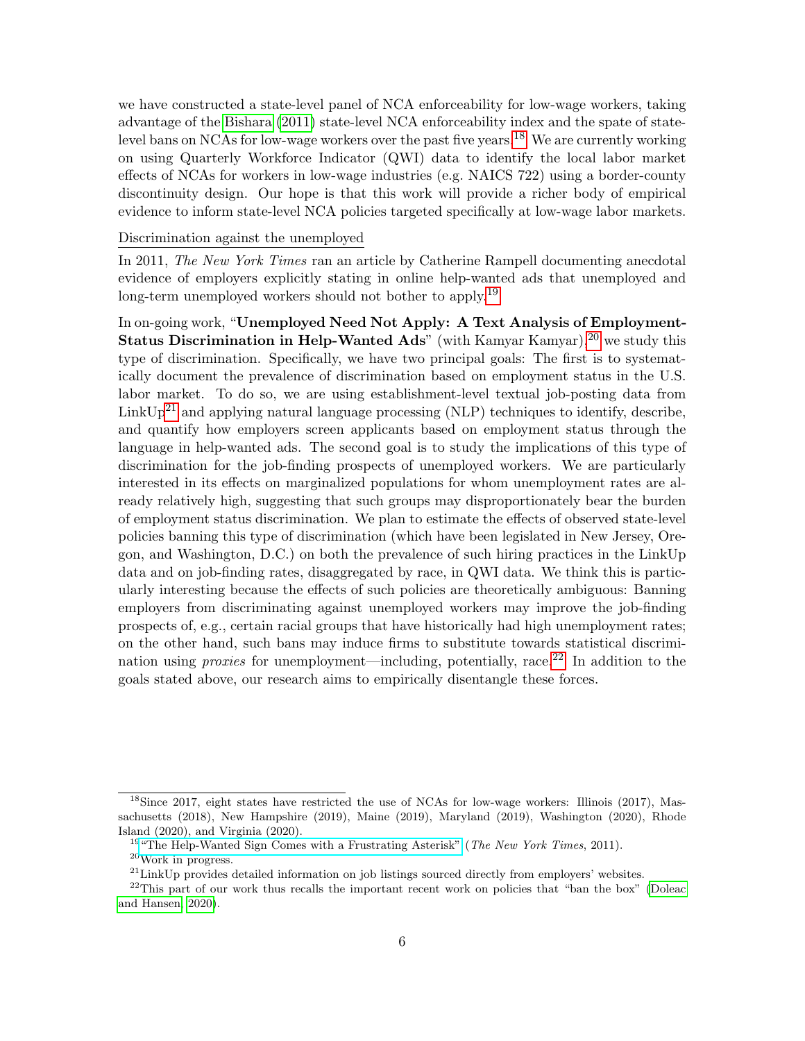we have constructed a state-level panel of NCA enforceability for low-wage workers, taking advantage of the Bishara (2011) state-level NCA enforceability index and the spate of state-level bans on NCAs for low-wage workers over the past five years.[18] We are currently working on using Quarterly Workforce Indicator (QWI) data to identify the local labor market effects of NCAs for workers in low-wage industries (e.g. NAICS 722) using a border-county discontinuity design. Our hope is that this work will provide a richer body of empirical evidence to inform state-level NCA policies targeted specifically at low-wage labor markets.

Discrimination against the unemployed

In 2011, *The New York Times* ran an article by Catherine Rampell documenting anecdotal evidence of employers explicitly stating in online help-wanted ads that unemployed and long-term unemployed workers should not bother to apply.[19]

In on-going work, "**Unemployed Need Not Apply: A Text Analysis of Employment-Status Discrimination in Help-Wanted Ads**" (with Kamyar Kamyar),[20] we study this type of discrimination. Specifically, we have two principal goals: The first is to systematically document the prevalence of discrimination based on employment status in the U.S. labor market. To do so, we are using establishment-level textual job-posting data from LinkUp[21] and applying natural language processing (NLP) techniques to identify, describe, and quantify how employers screen applicants based on employment status through the language in help-wanted ads. The second goal is to study the implications of this type of discrimination for the job-finding prospects of unemployed workers. We are particularly interested in its effects on marginalized populations for whom unemployment rates are already relatively high, suggesting that such groups may disproportionately bear the burden of employment status discrimination. We plan to estimate the effects of observed state-level policies banning this type of discrimination (which have been legislated in New Jersey, Oregon, and Washington, D.C.) on both the prevalence of such hiring practices in the LinkUp data and on job-finding rates, disaggregated by race, in QWI data. We think this is particularly interesting because the effects of such policies are theoretically ambiguous: Banning employers from discriminating against unemployed workers may improve the job-finding prospects of, e.g., certain racial groups that have historically had high unemployment rates; on the other hand, such bans may induce firms to substitute towards statistical discrimination using *proxies* for unemployment—including, potentially, race.[22] In addition to the goals stated above, our research aims to empirically disentangle these forces.

---

[18] Since 2017, eight states have restricted the use of NCAs for low-wage workers: Illinois (2017), Massachusetts (2018), New Hampshire (2019), Maine (2019), Maryland (2019), Washington (2020), Rhode Island (2020), and Virginia (2020).

[19] "The Help-Wanted Sign Comes with a Frustrating Asterisk" (*The New York Times*, 2011).

[20] Work in progress.

[21] LinkUp provides detailed information on job listings sourced directly from employers' websites.

[22] This part of our work thus recalls the important recent work on policies that "ban the box" (Doleac and Hansen, 2020).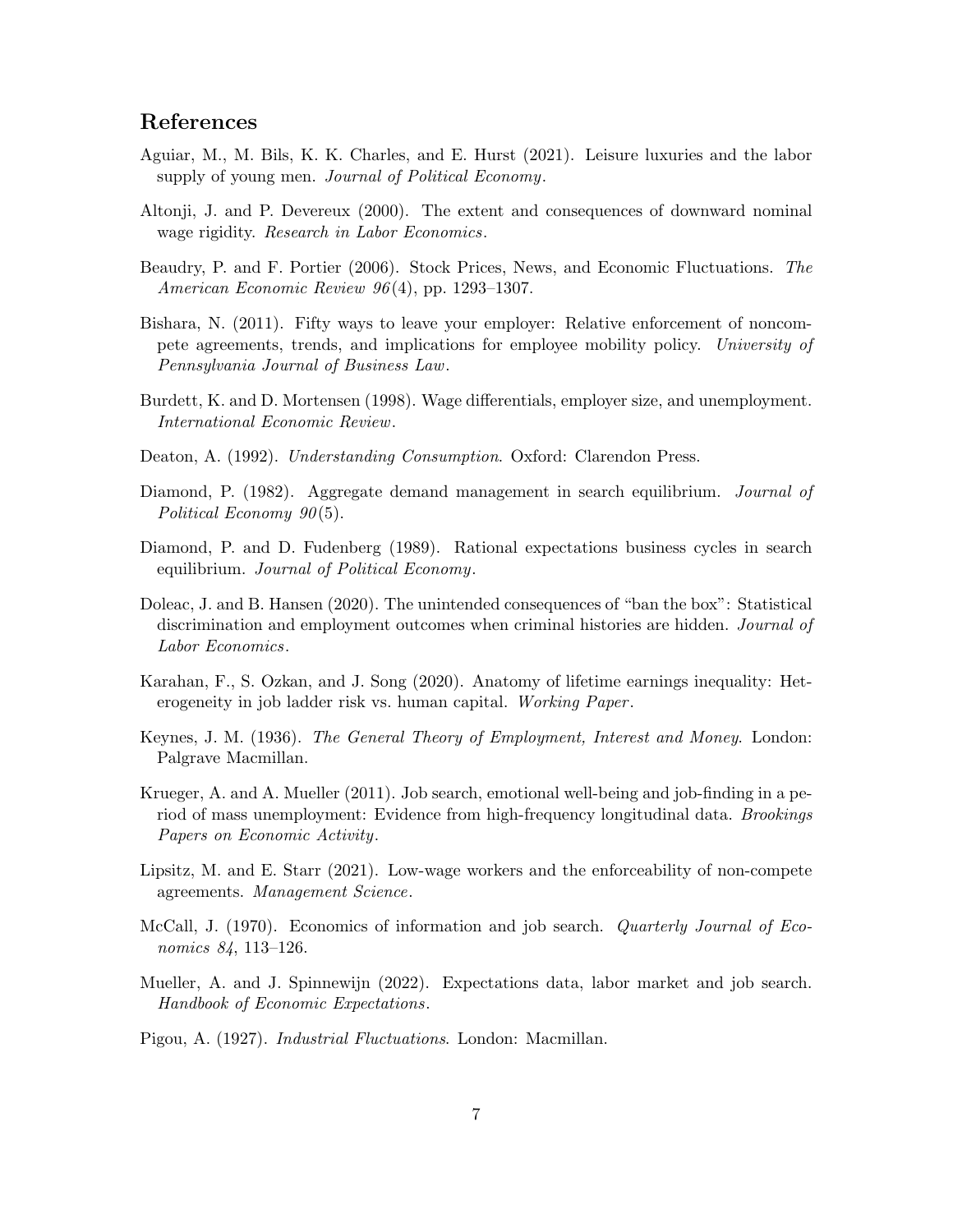## References

Aguiar, M., M. Bils, K. K. Charles, and E. Hurst (2021). Leisure luxuries and the labor supply of young men. *Journal of Political Economy*.

Altonji, J. and P. Devereux (2000). The extent and consequences of downward nominal wage rigidity. *Research in Labor Economics*.

Beaudry, P. and F. Portier (2006). Stock Prices, News, and Economic Fluctuations. *The American Economic Review 96*(4), pp. 1293–1307.

Bishara, N. (2011). Fifty ways to leave your employer: Relative enforcement of noncompete agreements, trends, and implications for employee mobility policy. *University of Pennsylvania Journal of Business Law*.

Burdett, K. and D. Mortensen (1998). Wage differentials, employer size, and unemployment. *International Economic Review*.

Deaton, A. (1992). *Understanding Consumption*. Oxford: Clarendon Press.

Diamond, P. (1982). Aggregate demand management in search equilibrium. *Journal of Political Economy 90*(5).

Diamond, P. and D. Fudenberg (1989). Rational expectations business cycles in search equilibrium. *Journal of Political Economy*.

Doleac, J. and B. Hansen (2020). The unintended consequences of "ban the box": Statistical discrimination and employment outcomes when criminal histories are hidden. *Journal of Labor Economics*.

Karahan, F., S. Ozkan, and J. Song (2020). Anatomy of lifetime earnings inequality: Heterogeneity in job ladder risk vs. human capital. *Working Paper*.

Keynes, J. M. (1936). *The General Theory of Employment, Interest and Money*. London: Palgrave Macmillan.

Krueger, A. and A. Mueller (2011). Job search, emotional well-being and job-finding in a period of mass unemployment: Evidence from high-frequency longitudinal data. *Brookings Papers on Economic Activity*.

Lipsitz, M. and E. Starr (2021). Low-wage workers and the enforceability of non-compete agreements. *Management Science*.

McCall, J. (1970). Economics of information and job search. *Quarterly Journal of Economics 84*, 113–126.

Mueller, A. and J. Spinnewijn (2022). Expectations data, labor market and job search. *Handbook of Economic Expectations*.

Pigou, A. (1927). *Industrial Fluctuations*. London: Macmillan.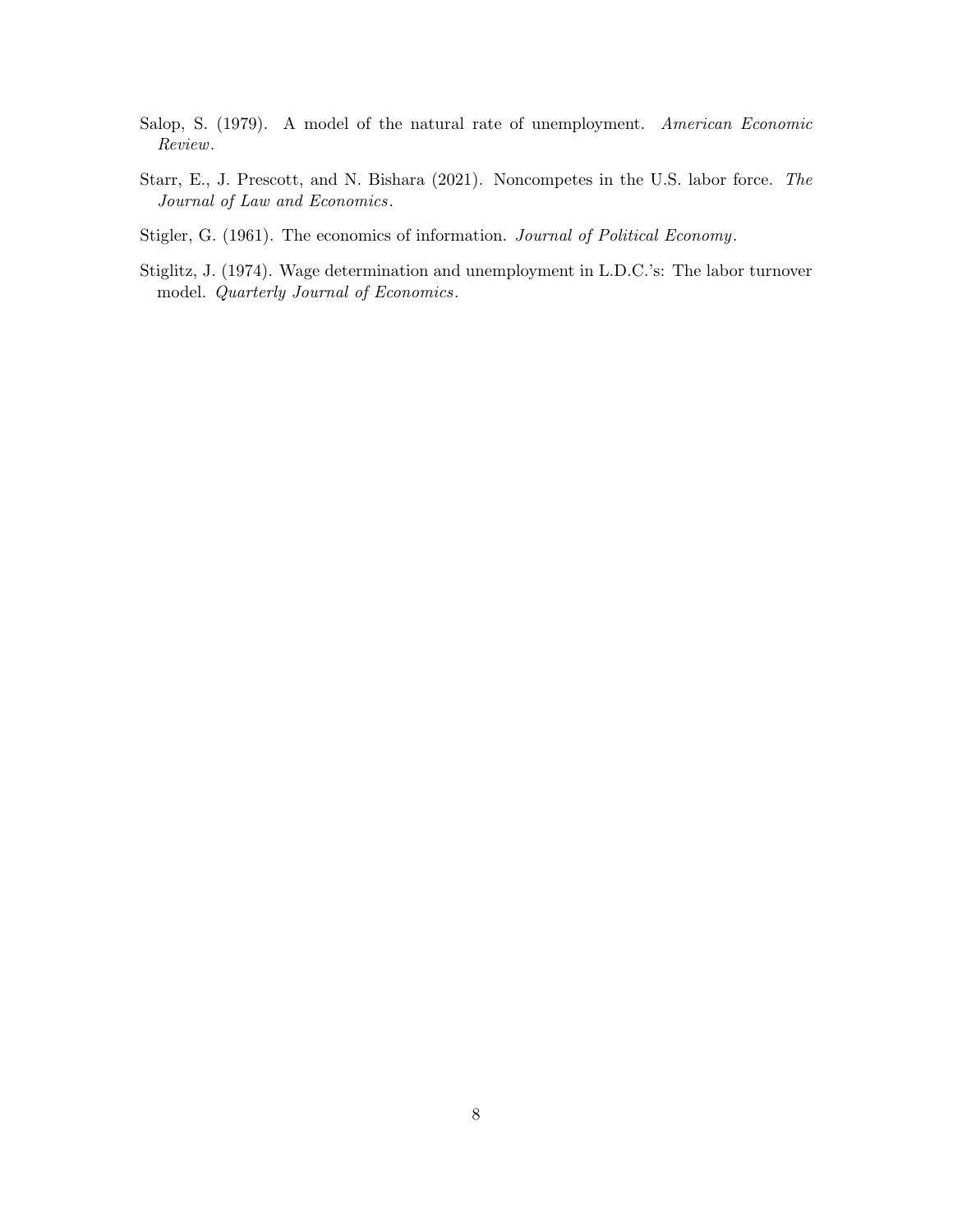Salop, S. (1979). A model of the natural rate of unemployment. *American Economic Review*.

Starr, E., J. Prescott, and N. Bishara (2021). Noncompetes in the U.S. labor force. *The Journal of Law and Economics*.

Stigler, G. (1961). The economics of information. *Journal of Political Economy*.

Stiglitz, J. (1974). Wage determination and unemployment in L.D.C.'s: The labor turnover model. *Quarterly Journal of Economics*.